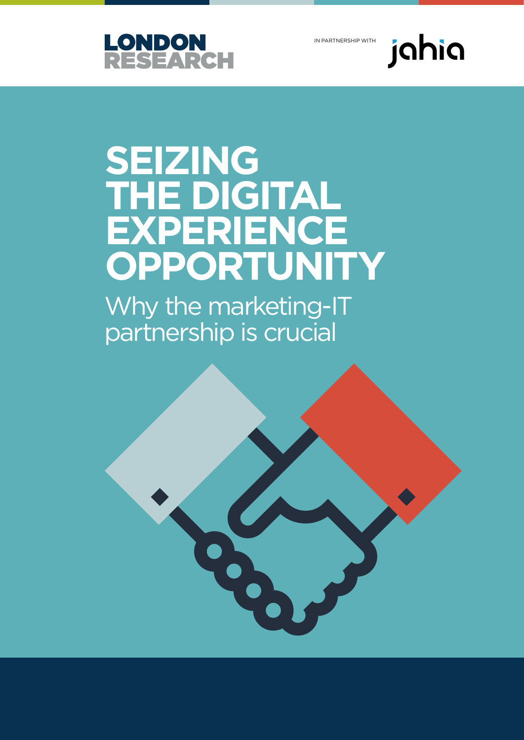LONDON RESEARCH

IN PARTNERSHIP WITH

jahia

# SEIZING THE DIGITAL EXPERIENCE OPPORTUNITY

## Why the marketing-IT partnership is crucial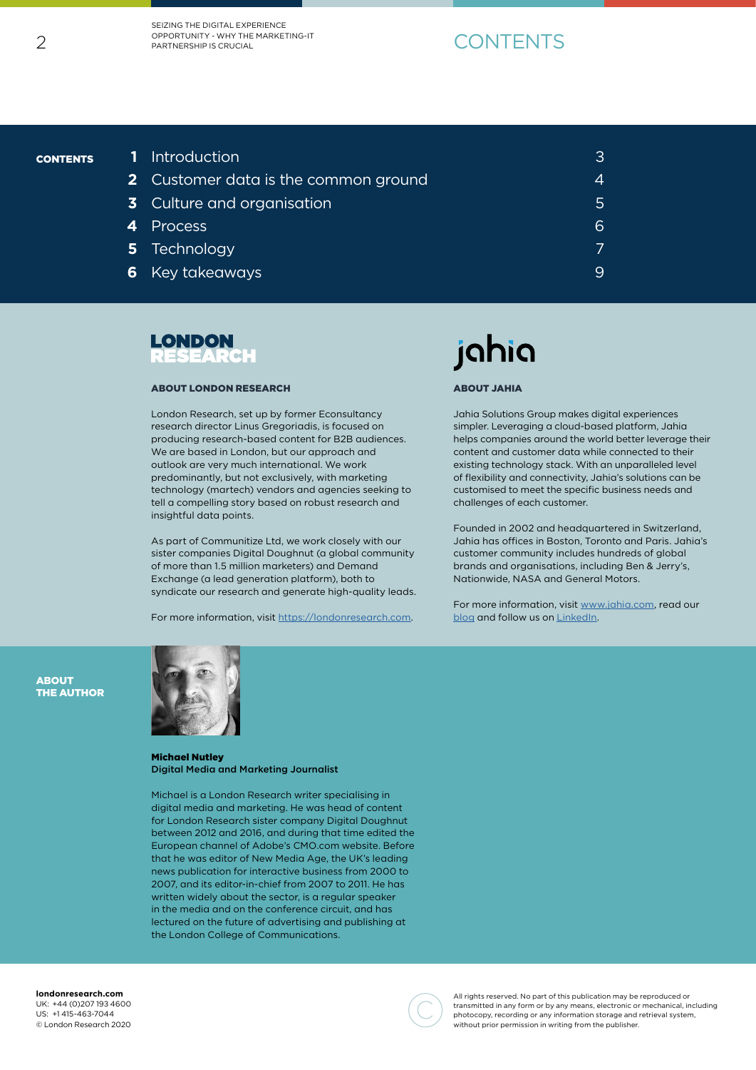# CONTENTS

| | | |
|---|---|---|
| 1 | Introduction | 3 |
| 2 | Customer data is the common ground | 4 |
| 3 | Culture and organisation | 5 |
| 4 | Process | 6 |
| 5 | Technology | 7 |
| 6 | Key takeaways | 9 |

## ABOUT LONDON RESEARCH

London Research, set up by former Econsultancy research director Linus Gregoriadis, is focused on producing research-based content for B2B audiences. We are based in London, but our approach and outlook are very much international. We work predominantly, but not exclusively, with marketing technology (martech) vendors and agencies seeking to tell a compelling story based on robust research and insightful data points.

As part of Communitize Ltd, we work closely with our sister companies Digital Doughnut (a global community of more than 1.5 million marketers) and Demand Exchange (a lead generation platform), both to syndicate our research and generate high-quality leads.

For more information, visit https://londonresearch.com.

## ABOUT JAHIA

Jahia Solutions Group makes digital experiences simpler. Leveraging a cloud-based platform, Jahia helps companies around the world better leverage their content and customer data while connected to their existing technology stack. With an unparalleled level of flexibility and connectivity, Jahia's solutions can be customised to meet the specific business needs and challenges of each customer.

Founded in 2002 and headquartered in Switzerland, Jahia has offices in Boston, Toronto and Paris. Jahia's customer community includes hundreds of global brands and organisations, including Ben & Jerry's, Nationwide, NASA and General Motors.

For more information, visit www.jahia.com, read our blog and follow us on LinkedIn.

## ABOUT THE AUTHOR

**Michael Nutley**
**Digital Media and Marketing Journalist**

Michael is a London Research writer specialising in digital media and marketing. He was head of content for London Research sister company Digital Doughnut between 2012 and 2016, and during that time edited the European channel of Adobe's CMO.com website. Before that he was editor of New Media Age, the UK's leading news publication for interactive business from 2000 to 2007, and its editor-in-chief from 2007 to 2011. He has written widely about the sector, is a regular speaker in the media and on the conference circuit, and has lectured on the future of advertising and publishing at the London College of Communications.

**londonresearch.com**
UK: +44 (0)207 193 4600
US: +1 415-463-7044
© London Research 2020

All rights reserved. No part of this publication may be reproduced or transmitted in any form or by any means, electronic or mechanical, including photocopy, recording or any information storage and retrieval system, without prior permission in writing from the publisher.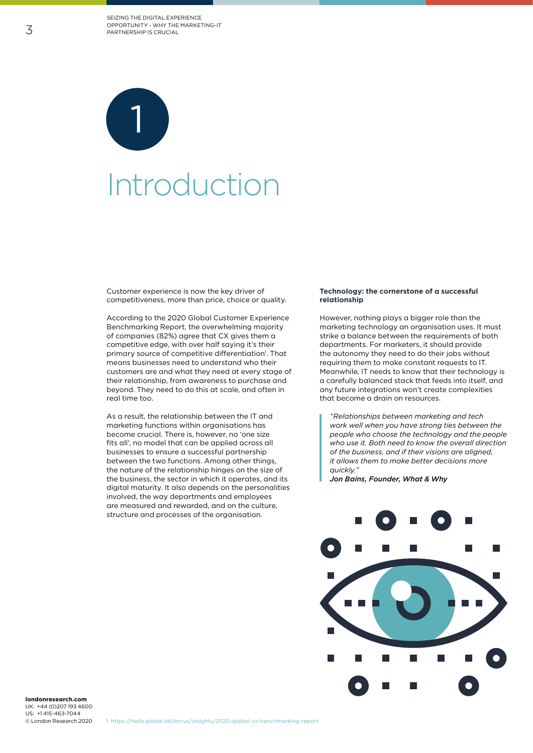# 1 Introduction

Customer experience is now the key driver of competitiveness, more than price, choice or quality.

According to the 2020 Global Customer Experience Benchmarking Report, the overwhelming majority of companies (82%) agree that CX gives them a competitive edge, with over half saying it's their primary source of competitive differentiation[1]. That means businesses need to understand who their customers are and what they need at every stage of their relationship, from awareness to purchase and beyond. They need to do this at scale, and often in real time too.

As a result, the relationship between the IT and marketing functions within organisations has become crucial. There is, however, no 'one size fits all', no model that can be applied across all businesses to ensure a successful partnership between the two functions. Among other things, the nature of the relationship hinges on the size of the business, the sector in which it operates, and its digital maturity. It also depends on the personalities involved, the way departments and employees are measured and rewarded, and on the culture, structure and processes of the organisation.

**Technology: the cornerstone of a successful relationship**

However, nothing plays a bigger role than the marketing technology an organisation uses. It must strike a balance between the requirements of both departments. For marketers, it should provide the autonomy they need to do their jobs without requiring them to make constant requests to IT. Meanwhile, IT needs to know that their technology is a carefully balanced stack that feeds into itself, and any future integrations won't create complexities that become a drain on resources.

> *"Relationships between marketing and tech work well when you have strong ties between the people who choose the technology and the people who use it. Both need to know the overall direction of the business, and if their visions are aligned, it allows them to make better decisions more quickly."*
> ***Jon Bains, Founder, What & Why***

1 https://hello.global.ntt/en-us/insights/2020-global-cx-benchmarking-report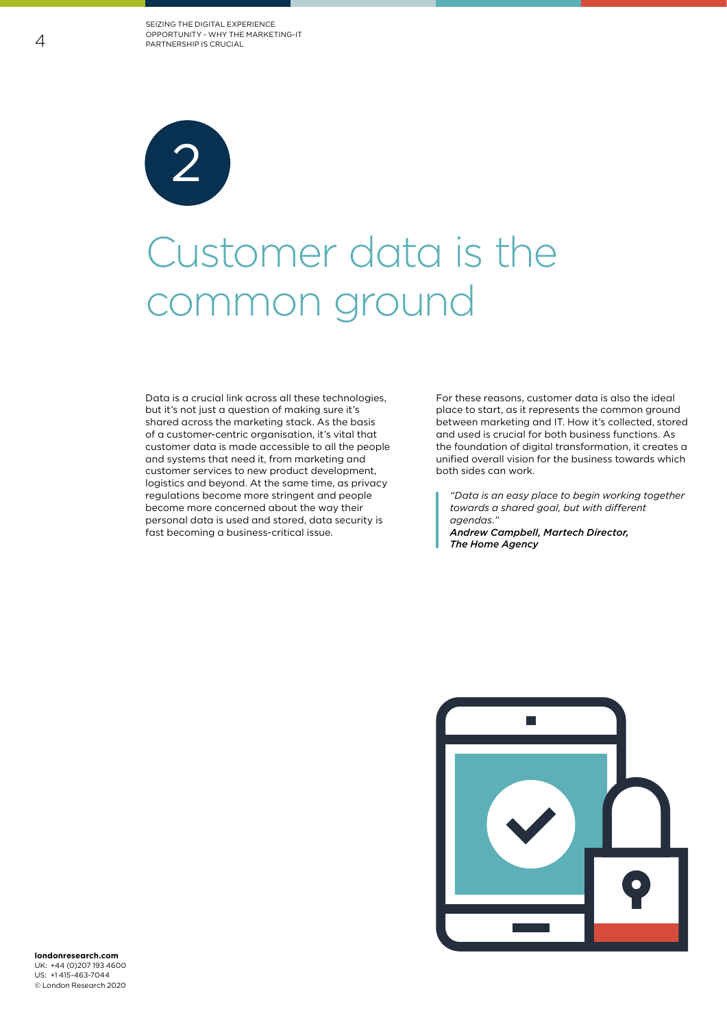## 2

# Customer data is the common ground

Data is a crucial link across all these technologies, but it's not just a question of making sure it's shared across the marketing stack. As the basis of a customer-centric organisation, it's vital that customer data is made accessible to all the people and systems that need it, from marketing and customer services to new product development, logistics and beyond. At the same time, as privacy regulations become more stringent and people become more concerned about the way their personal data is used and stored, data security is fast becoming a business-critical issue.

For these reasons, customer data is also the ideal place to start, as it represents the common ground between marketing and IT. How it's collected, stored and used is crucial for both business functions. As the foundation of digital transformation, it creates a unified overall vision for the business towards which both sides can work.

> *"Data is an easy place to begin working together towards a shared goal, but with different agendas."*
> ***Andrew Campbell, Martech Director, The Home Agency***

**londonresearch.com**
UK: +44 (0)207 193 4600
US: +1 415-463-7044
© London Research 2020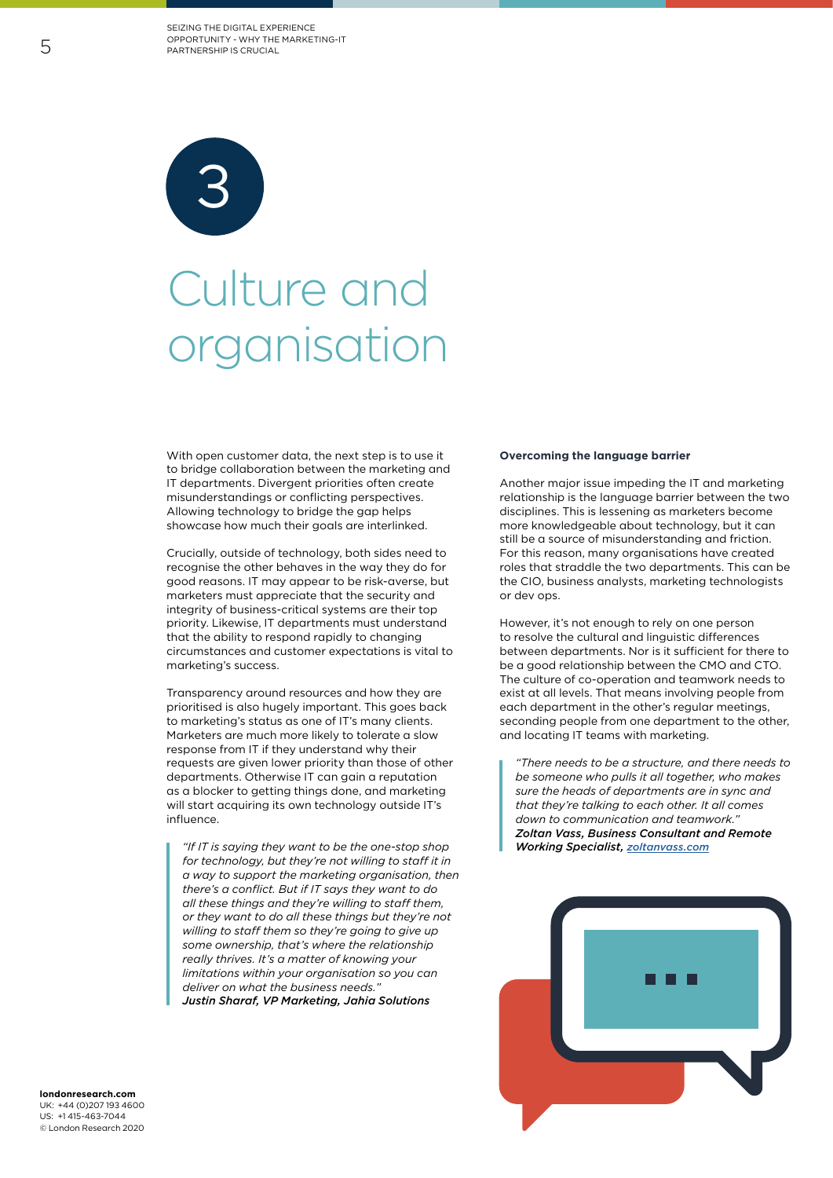# 3

# Culture and organisation

With open customer data, the next step is to use it to bridge collaboration between the marketing and IT departments. Divergent priorities often create misunderstandings or conflicting perspectives. Allowing technology to bridge the gap helps showcase how much their goals are interlinked.

Crucially, outside of technology, both sides need to recognise the other behaves in the way they do for good reasons. IT may appear to be risk-averse, but marketers must appreciate that the security and integrity of business-critical systems are their top priority. Likewise, IT departments must understand that the ability to respond rapidly to changing circumstances and customer expectations is vital to marketing's success.

Transparency around resources and how they are prioritised is also hugely important. This goes back to marketing's status as one of IT's many clients. Marketers are much more likely to tolerate a slow response from IT if they understand why their requests are given lower priority than those of other departments. Otherwise IT can gain a reputation as a blocker to getting things done, and marketing will start acquiring its own technology outside IT's influence.

> *"If IT is saying they want to be the one-stop shop for technology, but they're not willing to staff it in a way to support the marketing organisation, then there's a conflict. But if IT says they want to do all these things and they're willing to staff them, or they want to do all these things but they're not willing to staff them so they're going to give up some ownership, that's where the relationship really thrives. It's a matter of knowing your limitations within your organisation so you can deliver on what the business needs."*
> ***Justin Sharaf, VP Marketing, Jahia Solutions***

**Overcoming the language barrier**

Another major issue impeding the IT and marketing relationship is the language barrier between the two disciplines. This is lessening as marketers become more knowledgeable about technology, but it can still be a source of misunderstanding and friction. For this reason, many organisations have created roles that straddle the two departments. This can be the CIO, business analysts, marketing technologists or dev ops.

However, it's not enough to rely on one person to resolve the cultural and linguistic differences between departments. Nor is it sufficient for there to be a good relationship between the CMO and CTO. The culture of co-operation and teamwork needs to exist at all levels. That means involving people from each department in the other's regular meetings, seconding people from one department to the other, and locating IT teams with marketing.

> *"There needs to be a structure, and there needs to be someone who pulls it all together, who makes sure the heads of departments are in sync and that they're talking to each other. It all comes down to communication and teamwork."*
> ***Zoltan Vass, Business Consultant and Remote Working Specialist, zoltanvass.com***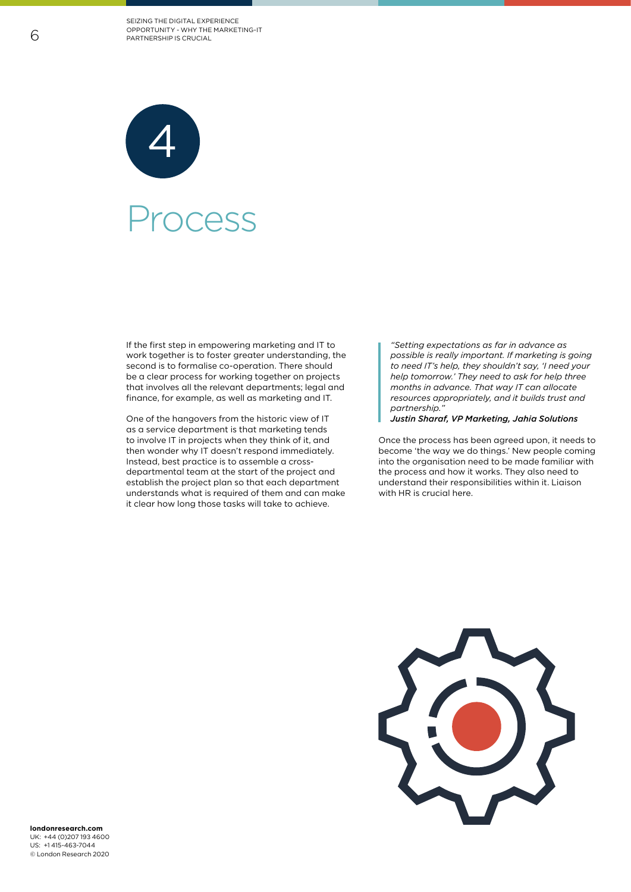# 4

# Process

If the first step in empowering marketing and IT to work together is to foster greater understanding, the second is to formalise co-operation. There should be a clear process for working together on projects that involves all the relevant departments; legal and finance, for example, as well as marketing and IT.

One of the hangovers from the historic view of IT as a service department is that marketing tends to involve IT in projects when they think of it, and then wonder why IT doesn't respond immediately. Instead, best practice is to assemble a cross-departmental team at the start of the project and establish the project plan so that each department understands what is required of them and can make it clear how long those tasks will take to achieve.

> *"Setting expectations as far in advance as possible is really important. If marketing is going to need IT's help, they shouldn't say, 'I need your help tomorrow.' They need to ask for help three months in advance. That way IT can allocate resources appropriately, and it builds trust and partnership."*
> ***Justin Sharaf, VP Marketing, Jahia Solutions***

Once the process has been agreed upon, it needs to become 'the way we do things.' New people coming into the organisation need to be made familiar with the process and how it works. They also need to understand their responsibilities within it. Liaison with HR is crucial here.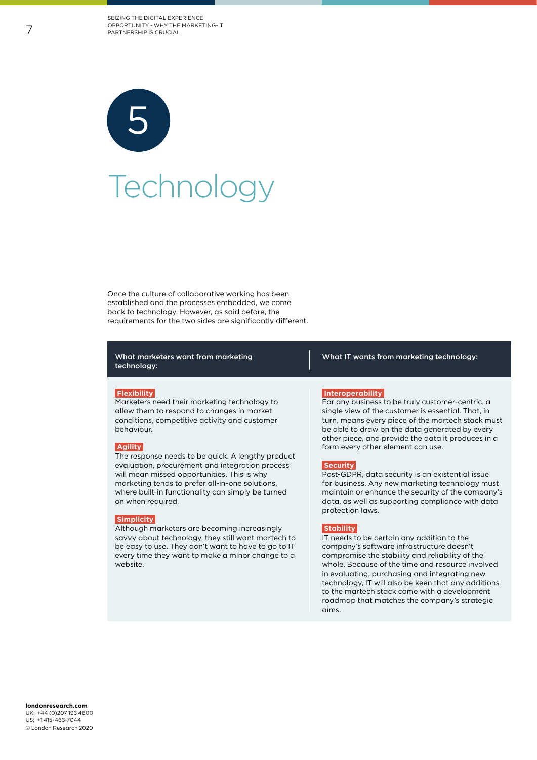# 5

# Technology

Once the culture of collaborative working has been established and the processes embedded, we come back to technology. However, as said before, the requirements for the two sides are significantly different.

### What marketers want from marketing technology:

**Flexibility**
Marketers need their marketing technology to allow them to respond to changes in market conditions, competitive activity and customer behaviour.

**Agility**
The response needs to be quick. A lengthy product evaluation, procurement and integration process will mean missed opportunities. This is why marketing tends to prefer all-in-one solutions, where built-in functionality can simply be turned on when required.

**Simplicity**
Although marketers are becoming increasingly savvy about technology, they still want martech to be easy to use. They don't want to have to go to IT every time they want to make a minor change to a website.

### What IT wants from marketing technology:

**Interoperability**
For any business to be truly customer-centric, a single view of the customer is essential. That, in turn, means every piece of the martech stack must be able to draw on the data generated by every other piece, and provide the data it produces in a form every other element can use.

**Security**
Post-GDPR, data security is an existential issue for business. Any new marketing technology must maintain or enhance the security of the company's data, as well as supporting compliance with data protection laws.

**Stability**
IT needs to be certain any addition to the company's software infrastructure doesn't compromise the stability and reliability of the whole. Because of the time and resource involved in evaluating, purchasing and integrating new technology, IT will also be keen that any additions to the martech stack come with a development roadmap that matches the company's strategic aims.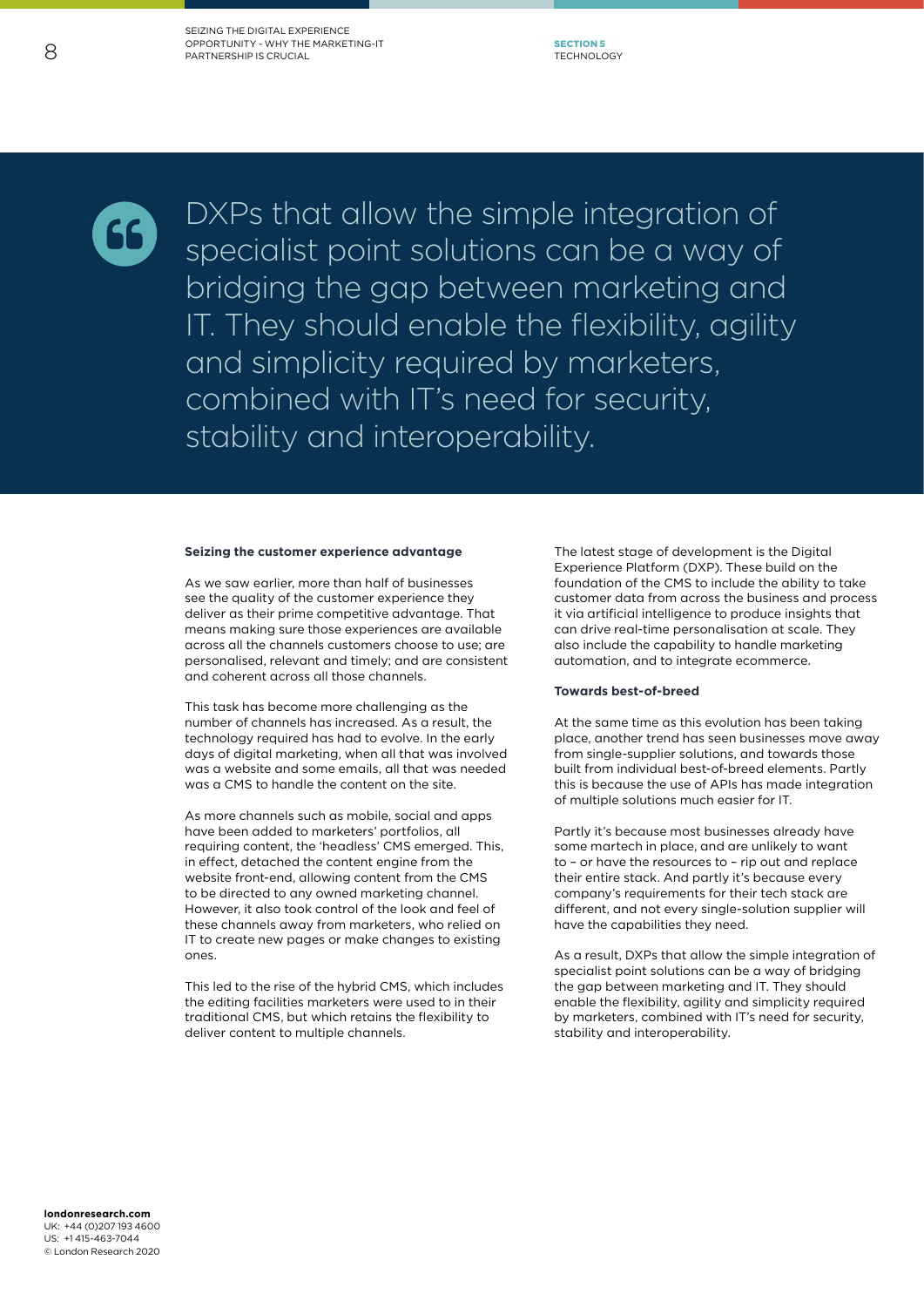> DXPs that allow the simple integration of specialist point solutions can be a way of bridging the gap between marketing and IT. They should enable the flexibility, agility and simplicity required by marketers, combined with IT's need for security, stability and interoperability.

**Seizing the customer experience advantage**

As we saw earlier, more than half of businesses see the quality of the customer experience they deliver as their prime competitive advantage. That means making sure those experiences are available across all the channels customers choose to use; are personalised, relevant and timely; and are consistent and coherent across all those channels.

This task has become more challenging as the number of channels has increased. As a result, the technology required has had to evolve. In the early days of digital marketing, when all that was involved was a website and some emails, all that was needed was a CMS to handle the content on the site.

As more channels such as mobile, social and apps have been added to marketers' portfolios, all requiring content, the 'headless' CMS emerged. This, in effect, detached the content engine from the website front-end, allowing content from the CMS to be directed to any owned marketing channel. However, it also took control of the look and feel of these channels away from marketers, who relied on IT to create new pages or make changes to existing ones.

This led to the rise of the hybrid CMS, which includes the editing facilities marketers were used to in their traditional CMS, but which retains the flexibility to deliver content to multiple channels.

The latest stage of development is the Digital Experience Platform (DXP). These build on the foundation of the CMS to include the ability to take customer data from across the business and process it via artificial intelligence to produce insights that can drive real-time personalisation at scale. They also include the capability to handle marketing automation, and to integrate ecommerce.

**Towards best-of-breed**

At the same time as this evolution has been taking place, another trend has seen businesses move away from single-supplier solutions, and towards those built from individual best-of-breed elements. Partly this is because the use of APIs has made integration of multiple solutions much easier for IT.

Partly it's because most businesses already have some martech in place, and are unlikely to want to – or have the resources to – rip out and replace their entire stack. And partly it's because every company's requirements for their tech stack are different, and not every single-solution supplier will have the capabilities they need.

As a result, DXPs that allow the simple integration of specialist point solutions can be a way of bridging the gap between marketing and IT. They should enable the flexibility, agility and simplicity required by marketers, combined with IT's need for security, stability and interoperability.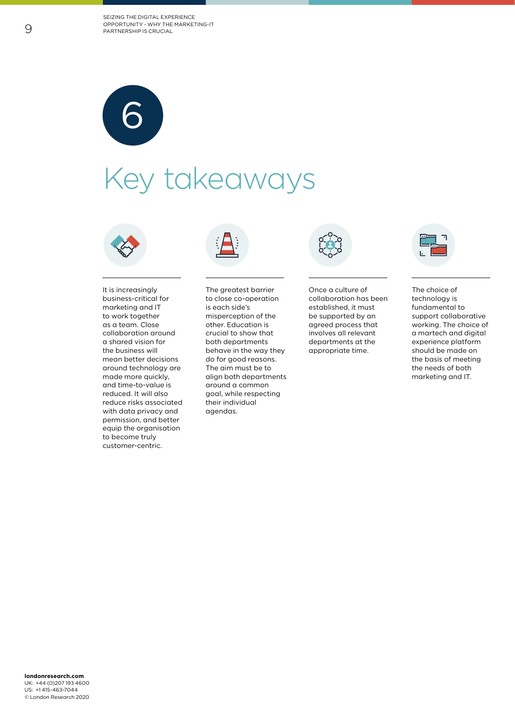# 6

# Key takeaways

It is increasingly business-critical for marketing and IT to work together as a team. Close collaboration around a shared vision for the business will mean better decisions around technology are made more quickly, and time-to-value is reduced. It will also reduce risks associated with data privacy and permission, and better equip the organisation to become truly customer-centric.

The greatest barrier to close co-operation is each side's misperception of the other. Education is crucial to show that both departments behave in the way they do for good reasons. The aim must be to align both departments around a common goal, while respecting their individual agendas.

Once a culture of collaboration has been established, it must be supported by an agreed process that involves all relevant departments at the appropriate time.

The choice of technology is fundamental to support collaborative working. The choice of a martech and digital experience platform should be made on the basis of meeting the needs of both marketing and IT.

**londonresearch.com**
UK: +44 (0)207 193 4600
US: +1 415-463-7044
© London Research 2020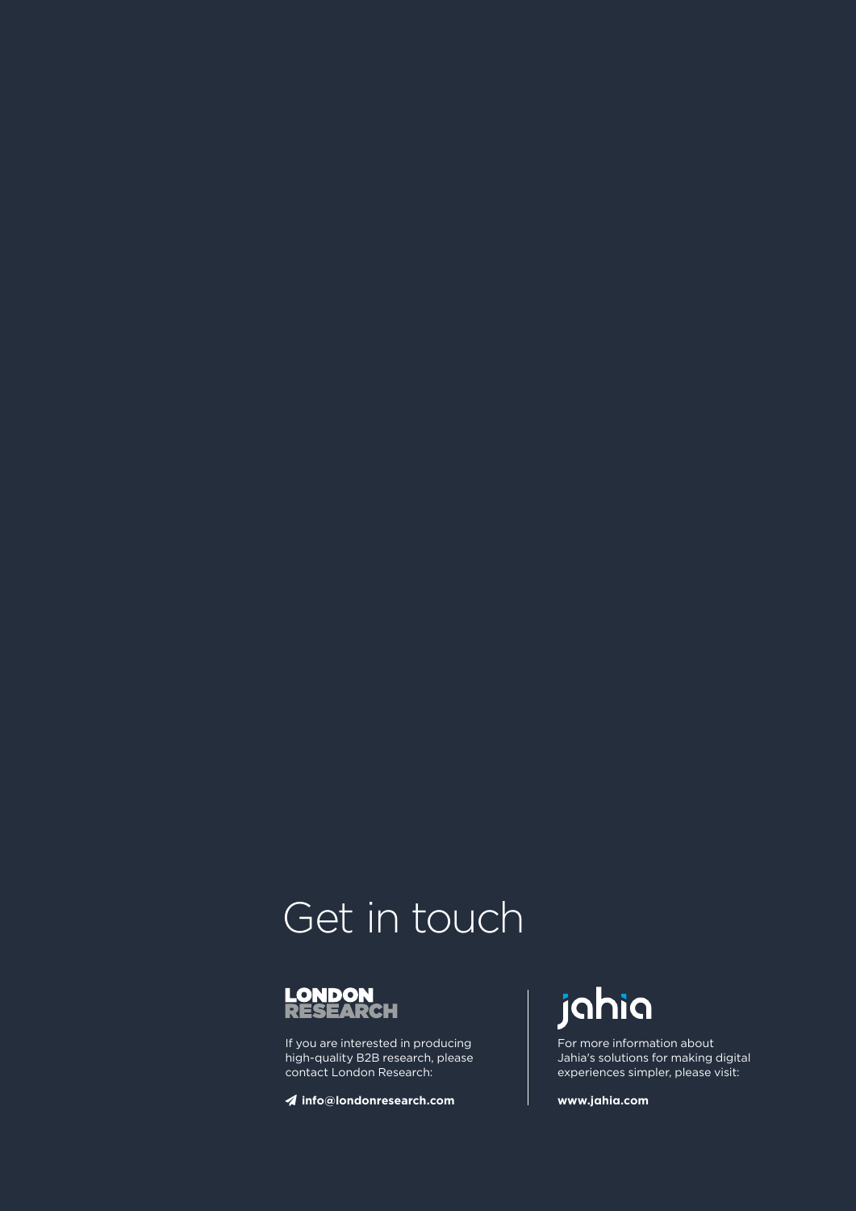# Get in touch

LONDON RESEARCH

If you are interested in producing high-quality B2B research, please contact London Research:

**info@londonresearch.com**

jahia

For more information about Jahia's solutions for making digital experiences simpler, please visit:

**www.jahia.com**